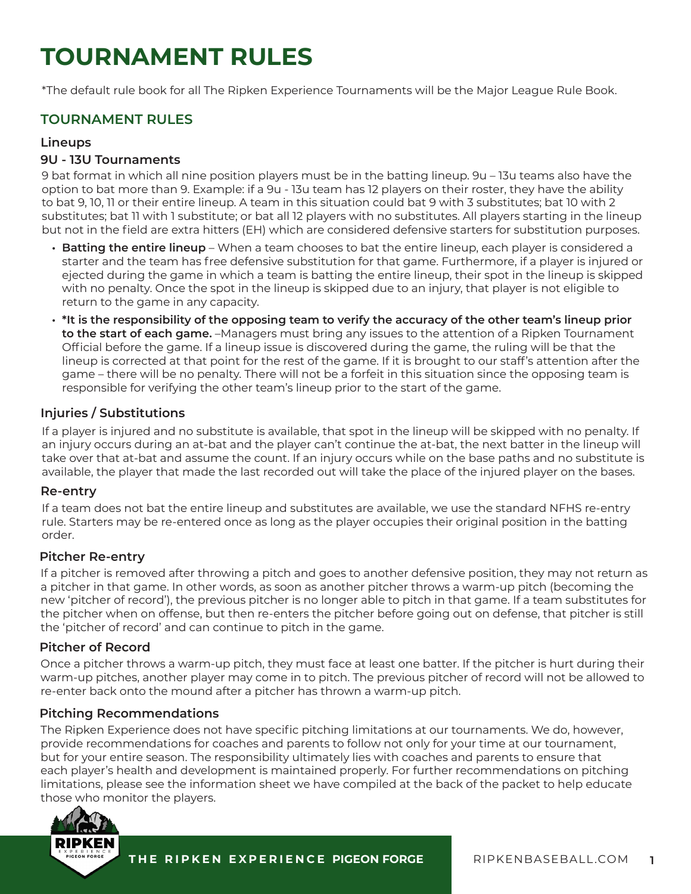# TOURNAMENT RULES

*The default rule book for all The Ripken Experience Tournaments will be the Major League Rule Book.

## TOURNAMENT RULES

### Lineups

#### 9U - 13U Tournaments

9 bat format in which all nine position players must be in the batting lineup. 9u – 13u teams also have the option to bat more than 9. Example: if a 9u - 13u team has 12 players on their roster, they have the ability to bat 9, 10, 11 or their entire lineup. A team in this situation could bat 9 with 3 substitutes; bat 10 with 2 substitutes; bat 11 with 1 substitute; or bat all 12 players with no substitutes. All players starting in the lineup but not in the field are extra hitters (EH) which are considered defensive starters for substitution purposes.

- **Batting the entire lineup** – When a team chooses to bat the entire lineup, each player is considered a starter and the team has free defensive substitution for that game. Furthermore, if a player is injured or ejected during the game in which a team is batting the entire lineup, their spot in the lineup is skipped with no penalty. Once the spot in the lineup is skipped due to an injury, that player is not eligible to return to the game in any capacity.
- ***It is the responsibility of the opposing team to verify the accuracy of the other team's lineup prior to the start of each game.** –Managers must bring any issues to the attention of a Ripken Tournament Official before the game. If a lineup issue is discovered during the game, the ruling will be that the lineup is corrected at that point for the rest of the game. If it is brought to our staff's attention after the game – there will be no penalty. There will not be a forfeit in this situation since the opposing team is responsible for verifying the other team's lineup prior to the start of the game.

### Injuries / Substitutions

If a player is injured and no substitute is available, that spot in the lineup will be skipped with no penalty. If an injury occurs during an at-bat and the player can't continue the at-bat, the next batter in the lineup will take over that at-bat and assume the count. If an injury occurs while on the base paths and no substitute is available, the player that made the last recorded out will take the place of the injured player on the bases.

### Re-entry

If a team does not bat the entire lineup and substitutes are available, we use the standard NFHS re-entry rule. Starters may be re-entered once as long as the player occupies their original position in the batting order.

### Pitcher Re-entry

If a pitcher is removed after throwing a pitch and goes to another defensive position, they may not return as a pitcher in that game. In other words, as soon as another pitcher throws a warm-up pitch (becoming the new 'pitcher of record'), the previous pitcher is no longer able to pitch in that game. If a team substitutes for the pitcher when on offense, but then re-enters the pitcher before going out on defense, that pitcher is still the 'pitcher of record' and can continue to pitch in the game.

### Pitcher of Record

Once a pitcher throws a warm-up pitch, they must face at least one batter. If the pitcher is hurt during their warm-up pitches, another player may come in to pitch. The previous pitcher of record will not be allowed to re-enter back onto the mound after a pitcher has thrown a warm-up pitch.

### Pitching Recommendations

The Ripken Experience does not have specific pitching limitations at our tournaments. We do, however, provide recommendations for coaches and parents to follow not only for your time at our tournament, but for your entire season. The responsibility ultimately lies with coaches and parents to ensure that each player's health and development is maintained properly. For further recommendations on pitching limitations, please see the information sheet we have compiled at the back of the packet to help educate those who monitor the players.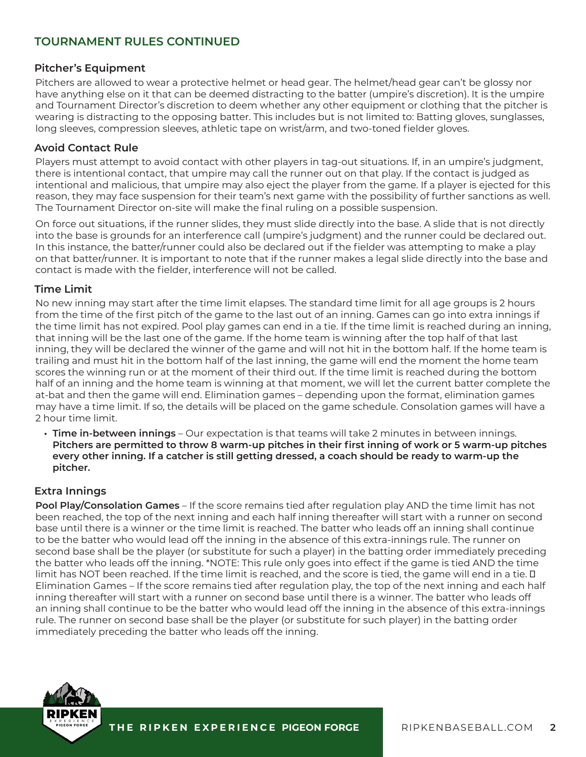## TOURNAMENT RULES CONTINUED

### Pitcher's Equipment

Pitchers are allowed to wear a protective helmet or head gear. The helmet/head gear can't be glossy nor have anything else on it that can be deemed distracting to the batter (umpire's discretion). It is the umpire and Tournament Director's discretion to deem whether any other equipment or clothing that the pitcher is wearing is distracting to the opposing batter. This includes but is not limited to: Batting gloves, sunglasses, long sleeves, compression sleeves, athletic tape on wrist/arm, and two-toned fielder gloves.

### Avoid Contact Rule

Players must attempt to avoid contact with other players in tag-out situations. If, in an umpire's judgment, there is intentional contact, that umpire may call the runner out on that play. If the contact is judged as intentional and malicious, that umpire may also eject the player from the game. If a player is ejected for this reason, they may face suspension for their team's next game with the possibility of further sanctions as well. The Tournament Director on-site will make the final ruling on a possible suspension.

On force out situations, if the runner slides, they must slide directly into the base. A slide that is not directly into the base is grounds for an interference call (umpire's judgment) and the runner could be declared out. In this instance, the batter/runner could also be declared out if the fielder was attempting to make a play on that batter/runner. It is important to note that if the runner makes a legal slide directly into the base and contact is made with the fielder, interference will not be called.

### Time Limit

No new inning may start after the time limit elapses. The standard time limit for all age groups is 2 hours from the time of the first pitch of the game to the last out of an inning. Games can go into extra innings if the time limit has not expired. Pool play games can end in a tie. If the time limit is reached during an inning, that inning will be the last one of the game. If the home team is winning after the top half of that last inning, they will be declared the winner of the game and will not hit in the bottom half. If the home team is trailing and must hit in the bottom half of the last inning, the game will end the moment the home team scores the winning run or at the moment of their third out. If the time limit is reached during the bottom half of an inning and the home team is winning at that moment, we will let the current batter complete the at-bat and then the game will end. Elimination games – depending upon the format, elimination games may have a time limit. If so, the details will be placed on the game schedule. Consolation games will have a 2 hour time limit.

- **Time in-between innings** – Our expectation is that teams will take 2 minutes in between innings. **Pitchers are permitted to throw 8 warm-up pitches in their first inning of work or 5 warm-up pitches every other inning. If a catcher is still getting dressed, a coach should be ready to warm-up the pitcher.**

### Extra Innings

**Pool Play/Consolation Games** – If the score remains tied after regulation play AND the time limit has not been reached, the top of the next inning and each half inning thereafter will start with a runner on second base until there is a winner or the time limit is reached. The batter who leads off an inning shall continue to be the batter who would lead off the inning in the absence of this extra-innings rule. The runner on second base shall be the player (or substitute for such a player) in the batting order immediately preceding the batter who leads off the inning. *NOTE: This rule only goes into effect if the game is tied AND the time limit has NOT been reached. If the time limit is reached, and the score is tied, the game will end in a tie. Elimination Games – If the score remains tied after regulation play, the top of the next inning and each half inning thereafter will start with a runner on second base until there is a winner. The batter who leads off an inning shall continue to be the batter who would lead off the inning in the absence of this extra-innings rule. The runner on second base shall be the player (or substitute for such player) in the batting order immediately preceding the batter who leads off the inning.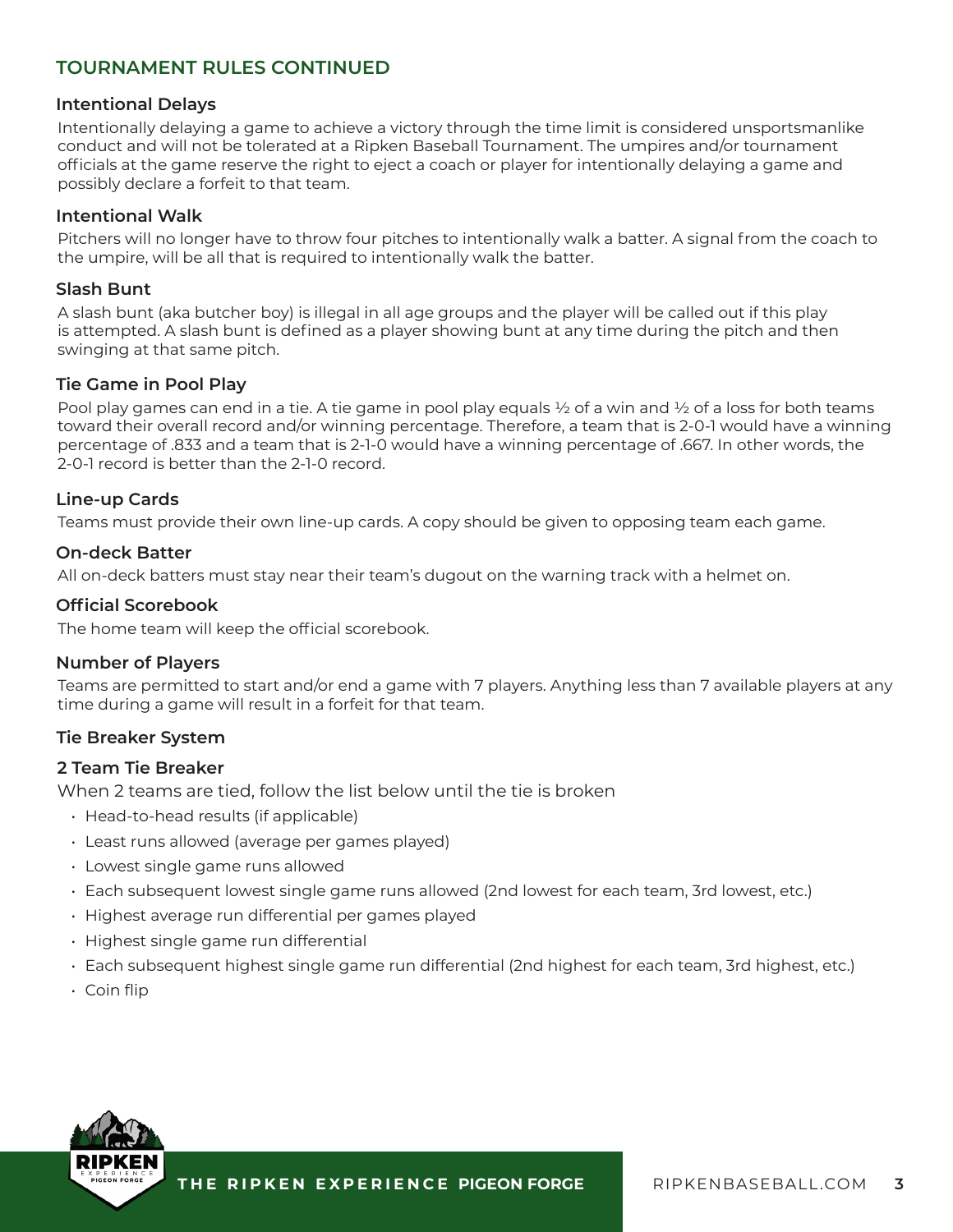## TOURNAMENT RULES CONTINUED

### Intentional Delays

Intentionally delaying a game to achieve a victory through the time limit is considered unsportsmanlike conduct and will not be tolerated at a Ripken Baseball Tournament. The umpires and/or tournament officials at the game reserve the right to eject a coach or player for intentionally delaying a game and possibly declare a forfeit to that team.

### Intentional Walk

Pitchers will no longer have to throw four pitches to intentionally walk a batter. A signal from the coach to the umpire, will be all that is required to intentionally walk the batter.

### Slash Bunt

A slash bunt (aka butcher boy) is illegal in all age groups and the player will be called out if this play is attempted. A slash bunt is defined as a player showing bunt at any time during the pitch and then swinging at that same pitch.

### Tie Game in Pool Play

Pool play games can end in a tie. A tie game in pool play equals ½ of a win and ½ of a loss for both teams toward their overall record and/or winning percentage. Therefore, a team that is 2-0-1 would have a winning percentage of .833 and a team that is 2-1-0 would have a winning percentage of .667. In other words, the 2-0-1 record is better than the 2-1-0 record.

### Line-up Cards

Teams must provide their own line-up cards. A copy should be given to opposing team each game.

### On-deck Batter

All on-deck batters must stay near their team's dugout on the warning track with a helmet on.

### Official Scorebook

The home team will keep the official scorebook.

### Number of Players

Teams are permitted to start and/or end a game with 7 players. Anything less than 7 available players at any time during a game will result in a forfeit for that team.

### Tie Breaker System

### 2 Team Tie Breaker

When 2 teams are tied, follow the list below until the tie is broken

- Head-to-head results (if applicable)
- Least runs allowed (average per games played)
- Lowest single game runs allowed
- Each subsequent lowest single game runs allowed (2nd lowest for each team, 3rd lowest, etc.)
- Highest average run differential per games played
- Highest single game run differential
- Each subsequent highest single game run differential (2nd highest for each team, 3rd highest, etc.)
- Coin flip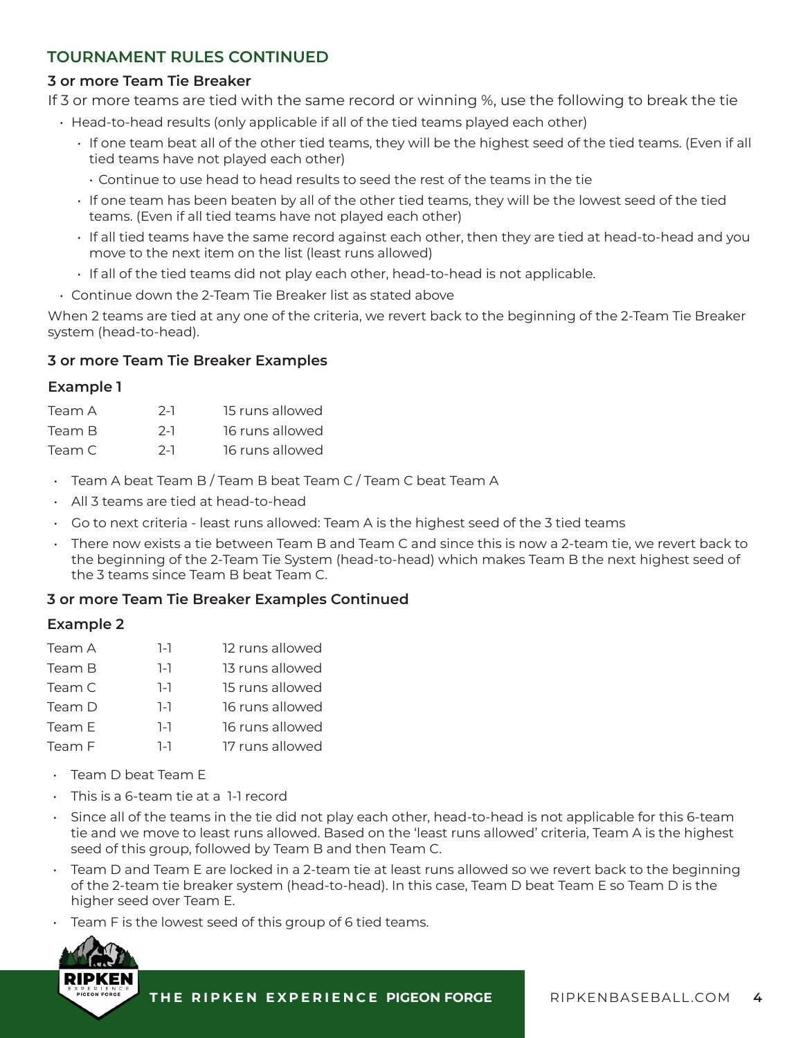## TOURNAMENT RULES CONTINUED

### 3 or more Team Tie Breaker

If 3 or more teams are tied with the same record or winning %, use the following to break the tie

- Head-to-head results (only applicable if all of the tied teams played each other)
  - If one team beat all of the other tied teams, they will be the highest seed of the tied teams. (Even if all tied teams have not played each other)
    - Continue to use head to head results to seed the rest of the teams in the tie
  - If one team has been beaten by all of the other tied teams, they will be the lowest seed of the tied teams. (Even if all tied teams have not played each other)
  - If all tied teams have the same record against each other, then they are tied at head-to-head and you move to the next item on the list (least runs allowed)
  - If all of the tied teams did not play each other, head-to-head is not applicable.
- Continue down the 2-Team Tie Breaker list as stated above

When 2 teams are tied at any one of the criteria, we revert back to the beginning of the 2-Team Tie Breaker system (head-to-head).

### 3 or more Team Tie Breaker Examples

#### Example 1

| | | |
|---|---|---|
| Team A | 2-1 | 15 runs allowed |
| Team B | 2-1 | 16 runs allowed |
| Team C | 2-1 | 16 runs allowed |

- Team A beat Team B / Team B beat Team C / Team C beat Team A
- All 3 teams are tied at head-to-head
- Go to next criteria - least runs allowed: Team A is the highest seed of the 3 tied teams
- There now exists a tie between Team B and Team C and since this is now a 2-team tie, we revert back to the beginning of the 2-Team Tie System (head-to-head) which makes Team B the next highest seed of the 3 teams since Team B beat Team C.

### 3 or more Team Tie Breaker Examples Continued

#### Example 2

| | | |
|---|---|---|
| Team A | 1-1 | 12 runs allowed |
| Team B | 1-1 | 13 runs allowed |
| Team C | 1-1 | 15 runs allowed |
| Team D | 1-1 | 16 runs allowed |
| Team E | 1-1 | 16 runs allowed |
| Team F | 1-1 | 17 runs allowed |

- Team D beat Team E
- This is a 6-team tie at a 1-1 record
- Since all of the teams in the tie did not play each other, head-to-head is not applicable for this 6-team tie and we move to least runs allowed. Based on the 'least runs allowed' criteria, Team A is the highest seed of this group, followed by Team B and then Team C.
- Team D and Team E are locked in a 2-team tie at least runs allowed so we revert back to the beginning of the 2-team tie breaker system (head-to-head). In this case, Team D beat Team E so Team D is the higher seed over Team E.
- Team F is the lowest seed of this group of 6 tied teams.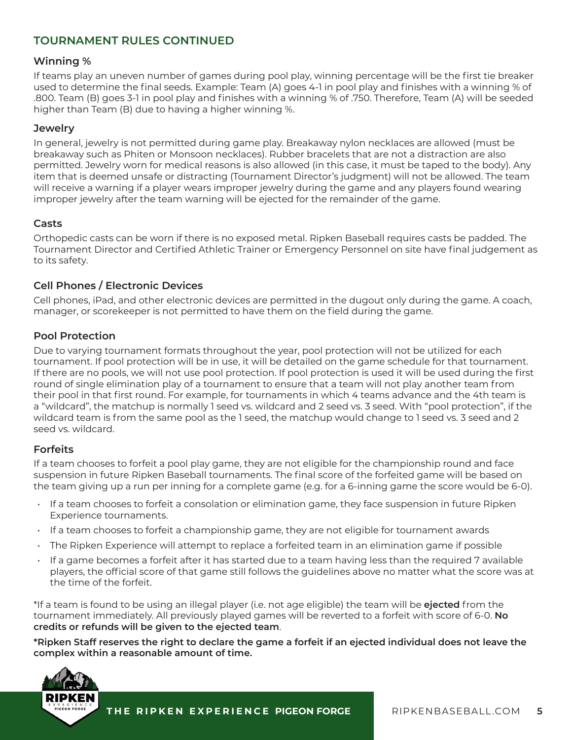## TOURNAMENT RULES CONTINUED

### Winning %

If teams play an uneven number of games during pool play, winning percentage will be the first tie breaker used to determine the final seeds. Example: Team (A) goes 4-1 in pool play and finishes with a winning % of .800. Team (B) goes 3-1 in pool play and finishes with a winning % of .750. Therefore, Team (A) will be seeded higher than Team (B) due to having a higher winning %.

### Jewelry

In general, jewelry is not permitted during game play. Breakaway nylon necklaces are allowed (must be breakaway such as Phiten or Monsoon necklaces). Rubber bracelets that are not a distraction are also permitted. Jewelry worn for medical reasons is also allowed (in this case, it must be taped to the body). Any item that is deemed unsafe or distracting (Tournament Director's judgment) will not be allowed. The team will receive a warning if a player wears improper jewelry during the game and any players found wearing improper jewelry after the team warning will be ejected for the remainder of the game.

### Casts

Orthopedic casts can be worn if there is no exposed metal. Ripken Baseball requires casts be padded. The Tournament Director and Certified Athletic Trainer or Emergency Personnel on site have final judgement as to its safety.

### Cell Phones / Electronic Devices

Cell phones, iPad, and other electronic devices are permitted in the dugout only during the game. A coach, manager, or scorekeeper is not permitted to have them on the field during the game.

### Pool Protection

Due to varying tournament formats throughout the year, pool protection will not be utilized for each tournament. If pool protection will be in use, it will be detailed on the game schedule for that tournament. If there are no pools, we will not use pool protection. If pool protection is used it will be used during the first round of single elimination play of a tournament to ensure that a team will not play another team from their pool in that first round. For example, for tournaments in which 4 teams advance and the 4th team is a "wildcard", the matchup is normally 1 seed vs. wildcard and 2 seed vs. 3 seed. With "pool protection", if the wildcard team is from the same pool as the 1 seed, the matchup would change to 1 seed vs. 3 seed and 2 seed vs. wildcard.

### Forfeits

If a team chooses to forfeit a pool play game, they are not eligible for the championship round and face suspension in future Ripken Baseball tournaments. The final score of the forfeited game will be based on the team giving up a run per inning for a complete game (e.g. for a 6-inning game the score would be 6-0).

- If a team chooses to forfeit a consolation or elimination game, they face suspension in future Ripken Experience tournaments.
- If a team chooses to forfeit a championship game, they are not eligible for tournament awards
- The Ripken Experience will attempt to replace a forfeited team in an elimination game if possible
- If a game becomes a forfeit after it has started due to a team having less than the required 7 available players, the official score of that game still follows the guidelines above no matter what the score was at the time of the forfeit.

*If a team is found to be using an illegal player (i.e. not age eligible) the team will be **ejected** from the tournament immediately. All previously played games will be reverted to a forfeit with score of 6-0. **No credits or refunds will be given to the ejected team**.

**\*Ripken Staff reserves the right to declare the game a forfeit if an ejected individual does not leave the complex within a reasonable amount of time.**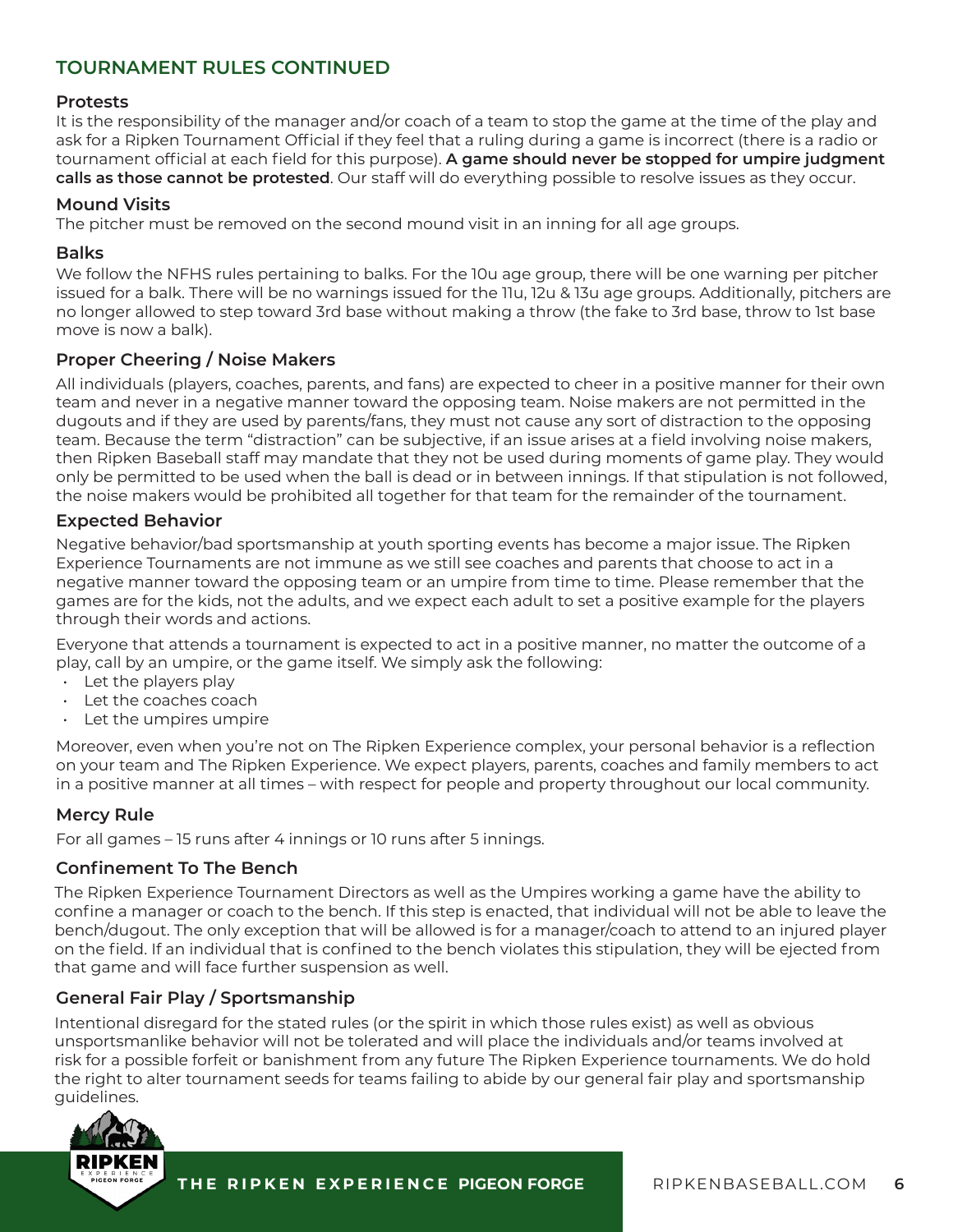## TOURNAMENT RULES CONTINUED

### Protests

It is the responsibility of the manager and/or coach of a team to stop the game at the time of the play and ask for a Ripken Tournament Official if they feel that a ruling during a game is incorrect (there is a radio or tournament official at each field for this purpose). **A game should never be stopped for umpire judgment calls as those cannot be protested**. Our staff will do everything possible to resolve issues as they occur.

### Mound Visits

The pitcher must be removed on the second mound visit in an inning for all age groups.

### Balks

We follow the NFHS rules pertaining to balks. For the 10u age group, there will be one warning per pitcher issued for a balk. There will be no warnings issued for the 11u, 12u & 13u age groups. Additionally, pitchers are no longer allowed to step toward 3rd base without making a throw (the fake to 3rd base, throw to 1st base move is now a balk).

### Proper Cheering / Noise Makers

All individuals (players, coaches, parents, and fans) are expected to cheer in a positive manner for their own team and never in a negative manner toward the opposing team. Noise makers are not permitted in the dugouts and if they are used by parents/fans, they must not cause any sort of distraction to the opposing team. Because the term "distraction" can be subjective, if an issue arises at a field involving noise makers, then Ripken Baseball staff may mandate that they not be used during moments of game play. They would only be permitted to be used when the ball is dead or in between innings. If that stipulation is not followed, the noise makers would be prohibited all together for that team for the remainder of the tournament.

### Expected Behavior

Negative behavior/bad sportsmanship at youth sporting events has become a major issue. The Ripken Experience Tournaments are not immune as we still see coaches and parents that choose to act in a negative manner toward the opposing team or an umpire from time to time. Please remember that the games are for the kids, not the adults, and we expect each adult to set a positive example for the players through their words and actions.

Everyone that attends a tournament is expected to act in a positive manner, no matter the outcome of a play, call by an umpire, or the game itself. We simply ask the following:

- Let the players play
- Let the coaches coach
- Let the umpires umpire

Moreover, even when you're not on The Ripken Experience complex, your personal behavior is a reflection on your team and The Ripken Experience. We expect players, parents, coaches and family members to act in a positive manner at all times – with respect for people and property throughout our local community.

### Mercy Rule

For all games – 15 runs after 4 innings or 10 runs after 5 innings.

### Confinement To The Bench

The Ripken Experience Tournament Directors as well as the Umpires working a game have the ability to confine a manager or coach to the bench. If this step is enacted, that individual will not be able to leave the bench/dugout. The only exception that will be allowed is for a manager/coach to attend to an injured player on the field. If an individual that is confined to the bench violates this stipulation, they will be ejected from that game and will face further suspension as well.

### General Fair Play / Sportsmanship

Intentional disregard for the stated rules (or the spirit in which those rules exist) as well as obvious unsportsmanlike behavior will not be tolerated and will place the individuals and/or teams involved at risk for a possible forfeit or banishment from any future The Ripken Experience tournaments. We do hold the right to alter tournament seeds for teams failing to abide by our general fair play and sportsmanship guidelines.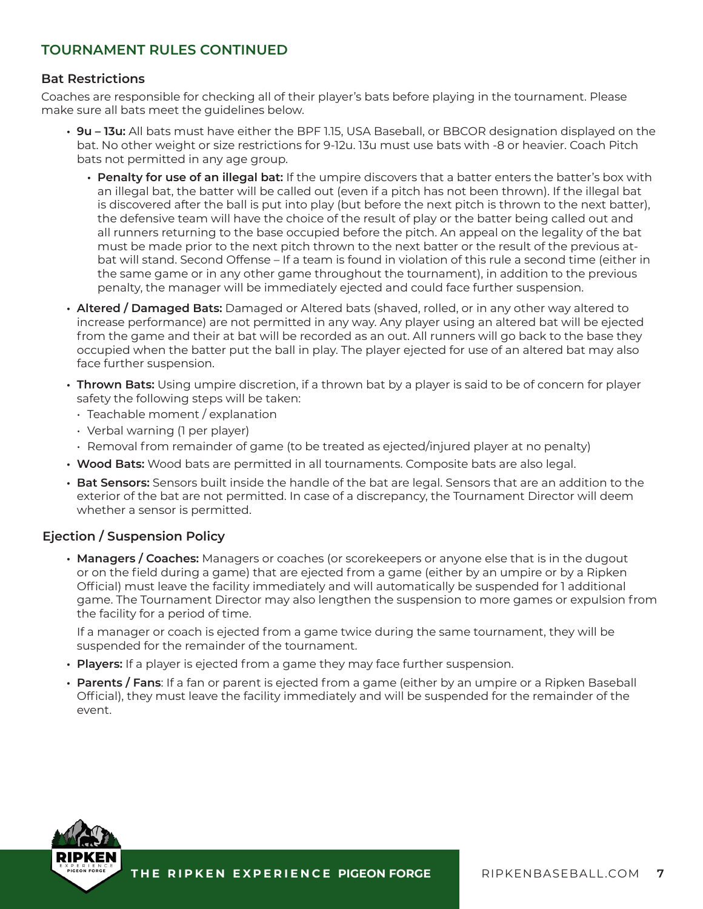## TOURNAMENT RULES CONTINUED

### Bat Restrictions

Coaches are responsible for checking all of their player's bats before playing in the tournament. Please make sure all bats meet the guidelines below.

- **9u – 13u:** All bats must have either the BPF 1.15, USA Baseball, or BBCOR designation displayed on the bat. No other weight or size restrictions for 9-12u. 13u must use bats with -8 or heavier. Coach Pitch bats not permitted in any age group.
  - **Penalty for use of an illegal bat:** If the umpire discovers that a batter enters the batter's box with an illegal bat, the batter will be called out (even if a pitch has not been thrown). If the illegal bat is discovered after the ball is put into play (but before the next pitch is thrown to the next batter), the defensive team will have the choice of the result of play or the batter being called out and all runners returning to the base occupied before the pitch. An appeal on the legality of the bat must be made prior to the next pitch thrown to the next batter or the result of the previous at-bat will stand. Second Offense – If a team is found in violation of this rule a second time (either in the same game or in any other game throughout the tournament), in addition to the previous penalty, the manager will be immediately ejected and could face further suspension.
- **Altered / Damaged Bats:** Damaged or Altered bats (shaved, rolled, or in any other way altered to increase performance) are not permitted in any way. Any player using an altered bat will be ejected from the game and their at bat will be recorded as an out. All runners will go back to the base they occupied when the batter put the ball in play. The player ejected for use of an altered bat may also face further suspension.
- **Thrown Bats:** Using umpire discretion, if a thrown bat by a player is said to be of concern for player safety the following steps will be taken:
  - Teachable moment / explanation
  - Verbal warning (1 per player)
  - Removal from remainder of game (to be treated as ejected/injured player at no penalty)
- **Wood Bats:** Wood bats are permitted in all tournaments. Composite bats are also legal.
- **Bat Sensors:** Sensors built inside the handle of the bat are legal. Sensors that are an addition to the exterior of the bat are not permitted. In case of a discrepancy, the Tournament Director will deem whether a sensor is permitted.

### Ejection / Suspension Policy

- **Managers / Coaches:** Managers or coaches (or scorekeepers or anyone else that is in the dugout or on the field during a game) that are ejected from a game (either by an umpire or by a Ripken Official) must leave the facility immediately and will automatically be suspended for 1 additional game. The Tournament Director may also lengthen the suspension to more games or expulsion from the facility for a period of time.

  If a manager or coach is ejected from a game twice during the same tournament, they will be suspended for the remainder of the tournament.
- **Players:** If a player is ejected from a game they may face further suspension.
- **Parents / Fans**: If a fan or parent is ejected from a game (either by an umpire or a Ripken Baseball Official), they must leave the facility immediately and will be suspended for the remainder of the event.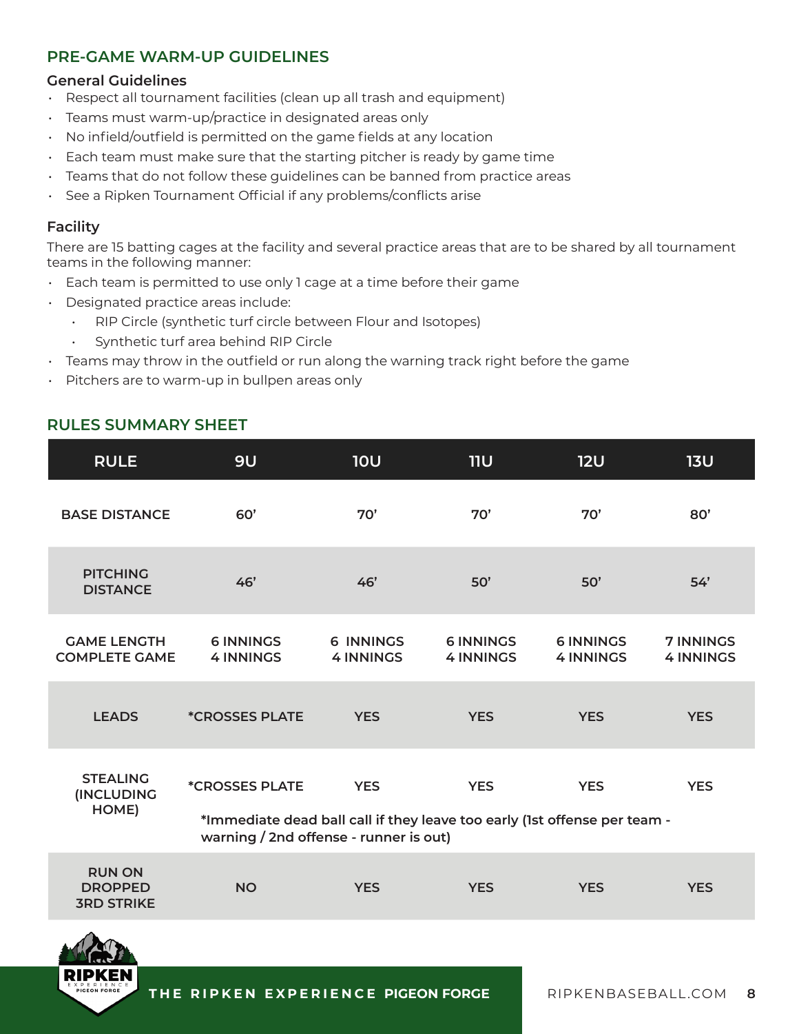## PRE-GAME WARM-UP GUIDELINES

### General Guidelines

- Respect all tournament facilities (clean up all trash and equipment)
- Teams must warm-up/practice in designated areas only
- No infield/outfield is permitted on the game fields at any location
- Each team must make sure that the starting pitcher is ready by game time
- Teams that do not follow these guidelines can be banned from practice areas
- See a Ripken Tournament Official if any problems/conflicts arise

### Facility

There are 15 batting cages at the facility and several practice areas that are to be shared by all tournament teams in the following manner:

- Each team is permitted to use only 1 cage at a time before their game
- Designated practice areas include:
  - RIP Circle (synthetic turf circle between Flour and Isotopes)
  - Synthetic turf area behind RIP Circle
- Teams may throw in the outfield or run along the warning track right before the game
- Pitchers are to warm-up in bullpen areas only

## RULES SUMMARY SHEET

| RULE | 9U | 10U | 11U | 12U | 13U |
|---|---|---|---|---|---|
| BASE DISTANCE | 60' | 70' | 70' | 70' | 80' |
| PITCHING DISTANCE | 46' | 46' | 50' | 50' | 54' |
| GAME LENGTH<br>COMPLETE GAME | 6 INNINGS<br>4 INNINGS | 6 INNINGS<br>4 INNINGS | 6 INNINGS<br>4 INNINGS | 6 INNINGS<br>4 INNINGS | 7 INNINGS<br>4 INNINGS |
| LEADS | *CROSSES PLATE | YES | YES | YES | YES |
| STEALING (INCLUDING HOME) | *CROSSES PLATE | YES | YES | YES | YES |
| RUN ON DROPPED 3RD STRIKE | NO | YES | YES | YES | YES |

**\*Immediate dead ball call if they leave too early (1st offense per team - warning / 2nd offense - runner is out)**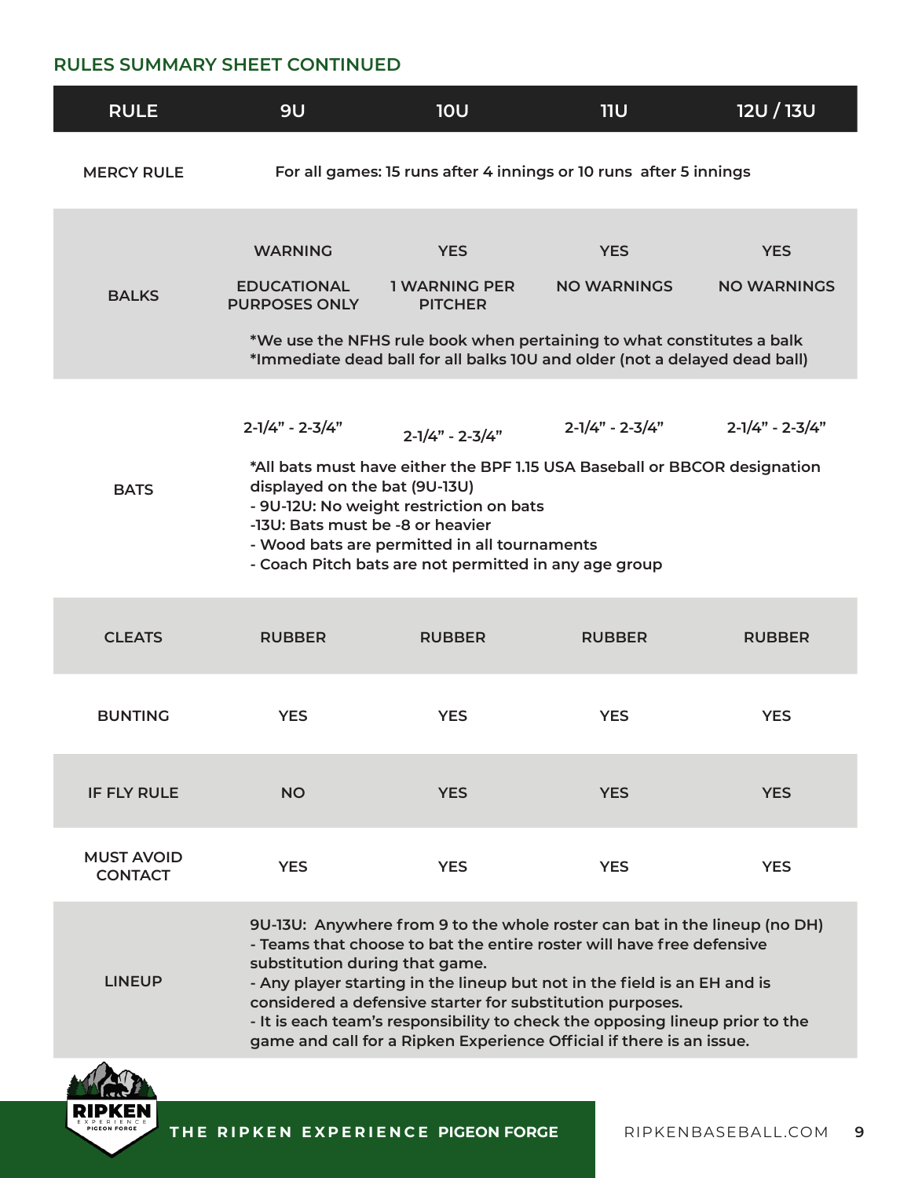## RULES SUMMARY SHEET CONTINUED

| RULE | 9U | 10U | 11U | 12U / 13U |
|---|---|---|---|---|
| MERCY RULE | For all games: 15 runs after 4 innings or 10 runs after 5 innings | | | |
| BALKS | WARNING<br>EDUCATIONAL PURPOSES ONLY | YES<br>1 WARNING PER PITCHER | YES<br>NO WARNINGS | YES<br>NO WARNINGS |
| | *We use the NFHS rule book when pertaining to what constitutes a balk<br>*Immediate dead ball for all balks 10U and older (not a delayed dead ball) | | | |
| BATS | 2-1/4" - 2-3/4" | 2-1/4" - 2-3/4" | 2-1/4" - 2-3/4" | 2-1/4" - 2-3/4" |
| | *All bats must have either the BPF 1.15 USA Baseball or BBCOR designation displayed on the bat (9U-13U)<br>- 9U-12U: No weight restriction on bats<br>-13U: Bats must be -8 or heavier<br>- Wood bats are permitted in all tournaments<br>- Coach Pitch bats are not permitted in any age group | | | |
| CLEATS | RUBBER | RUBBER | RUBBER | RUBBER |
| BUNTING | YES | YES | YES | YES |
| IF FLY RULE | NO | YES | YES | YES |
| MUST AVOID CONTACT | YES | YES | YES | YES |
| LINEUP | 9U-13U: Anywhere from 9 to the whole roster can bat in the lineup (no DH)<br>- Teams that choose to bat the entire roster will have free defensive substitution during that game.<br>- Any player starting in the lineup but not in the field is an EH and is considered a defensive starter for substitution purposes.<br>- It is each team's responsibility to check the opposing lineup prior to the game and call for a Ripken Experience Official if there is an issue. | | | |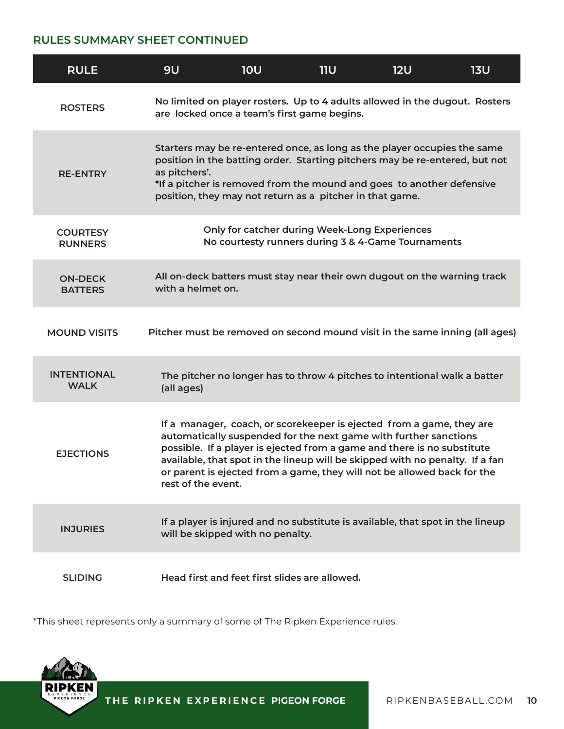## RULES SUMMARY SHEET CONTINUED

| RULE | 9U | 10U | 11U | 12U | 13U |
| --- | --- | --- | --- | --- | --- |
| ROSTERS | No limited on player rosters. Up to 4 adults allowed in the dugout. Rosters are locked once a team's first game begins. | | | | |
| RE-ENTRY | Starters may be re-entered once, as long as the player occupies the same position in the batting order. Starting pitchers may be re-entered, but not as pitchers'. *If a pitcher is removed from the mound and goes to another defensive position, they may not return as a pitcher in that game. | | | | |
| COURTESY RUNNERS | Only for catcher during Week-Long Experiences No courtesy runners during 3 & 4-Game Tournaments | | | | |
| ON-DECK BATTERS | All on-deck batters must stay near their own dugout on the warning track with a helmet on. | | | | |
| MOUND VISITS | Pitcher must be removed on second mound visit in the same inning (all ages) | | | | |
| INTENTIONAL WALK | The pitcher no longer has to throw 4 pitches to intentional walk a batter (all ages) | | | | |
| EJECTIONS | If a manager, coach, or scorekeeper is ejected from a game, they are automatically suspended for the next game with further sanctions possible. If a player is ejected from a game and there is no substitute available, that spot in the lineup will be skipped with no penalty. If a fan or parent is ejected from a game, they will not be allowed back for the rest of the event. | | | | |
| INJURIES | If a player is injured and no substitute is available, that spot in the lineup will be skipped with no penalty. | | | | |
| SLIDING | Head first and feet first slides are allowed. | | | | |

*This sheet represents only a summary of some of The Ripken Experience rules.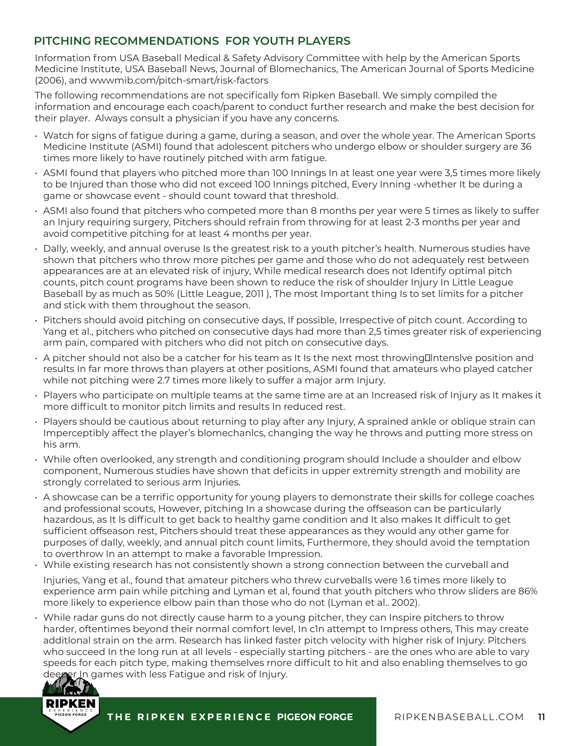## PITCHING RECOMMENDATIONS FOR YOUTH PLAYERS

Information from USA Baseball Medical & Safety Advisory Committee with help by the American Sports Medicine Institute, USA Baseball News, Journal of Blomechanics, The American Journal of Sports Medicine (2006), and wwwmib.com/pitch-smart/risk-factors

The following recommendations are not specifically fom Ripken Baseball. We simply compiled the information and encourage each coach/parent to conduct further research and make the best decision for their player. Always consult a physician if you have any concerns.

- Watch for signs of fatigue during a game, during a season, and over the whole year. The American Sports Medicine Institute (ASMI) found that adolescent pitchers who undergo elbow or shoulder surgery are 36 times more likely to have routinely pitched with arm fatigue.
- ASMI found that players who pitched more than 100 Innings In at least one year were 3,5 times more likely to be Injured than those who did not exceed 100 Innings pitched, Every Inning -whether It be during a game or showcase event - should count toward that threshold.
- ASMI also found that pitchers who competed more than 8 months per year were 5 times as likely to suffer an Injury requiring surgery, Pitchers should refrain from throwing for at least 2-3 months per year and avoid competitive pitching for at least 4 months per year.
- Dally, weekly, and annual overuse Is the greatest risk to a youth pitcher's health. Numerous studies have shown that pitchers who throw more pitches per game and those who do not adequately rest between appearances are at an elevated risk of injury, While medical research does not Identify optimal pitch counts, pitch count programs have been shown to reduce the risk of shoulder Injury In Little League Baseball by as much as 50% (Little League, 2011 ), The most Important thing Is to set limits for a pitcher and stick with them throughout the season.
- Pitchers should avoid pitching on consecutive days, If possible, Irrespective of pitch count. According to Yang et al., pitchers who pitched on consecutive days had more than 2,5 times greater risk of experiencing arm pain, compared with pitchers who did not pitch on consecutive days.
- A pitcher should not also be a catcher for his team as It Is the next most throwing�Intenslve position and results In far more throws than players at other positions, ASMI found that amateurs who played catcher while not pitching were 2.7 times more likely to suffer a major arm Injury.
- Players who participate on multlple teams at the same time are at an Increased risk of Injury as It makes it more difficult to monitor pitch limits and results In reduced rest.
- Players should be cautious about returning to play after any Injury, A sprained ankle or oblique strain can Imperceptibly affect the player's blomechanlcs, changing the way he throws and putting more stress on his arm.
- While often overlooked, any strength and conditioning program should Include a shoulder and elbow component, Numerous studies have shown that deficits in upper extremity strength and mobility are strongly correlated to serious arm Injuries.
- A showcase can be a terrific opportunity for young players to demonstrate their skills for college coaches and professional scouts, However, pitching In a showcase during the offseason can be particularly hazardous, as It ls difficult to get back to healthy game condition and It also makes It difficult to get sufficient offseason rest, Pitchers should treat these appearances as they would any other game for purposes of dally, weekly, and annual pitch count limits, Furthermore, they should avoid the temptation to overthrow In an attempt to make a favorable Impression.
- While existing research has not consistently shown a strong connection between the curveball and Injuries, Yang et al., found that amateur pitchers who threw curveballs were 1.6 times more likely to experience arm pain while pitching and Lyman et al, found that youth pitchers who throw sliders are 86% more likely to experience elbow pain than those who do not (Lyman et al.. 2002).
- While radar guns do not directly cause harm to a young pitcher, they can Inspire pitchers to throw harder, oftentimes beyond their normal comfort level, In c1n attempt to Impress others, This may create additlonal strain on the arm. Research has linked faster pitch velocity with higher risk of Injury. Pitchers who succeed In the long run at all levels - especially starting pitchers - are the ones who are able to vary speeds for each pitch type, making themselves rnore difficult to hit and also enabling themselves to go deeper In games with less Fatigue and risk of Injury.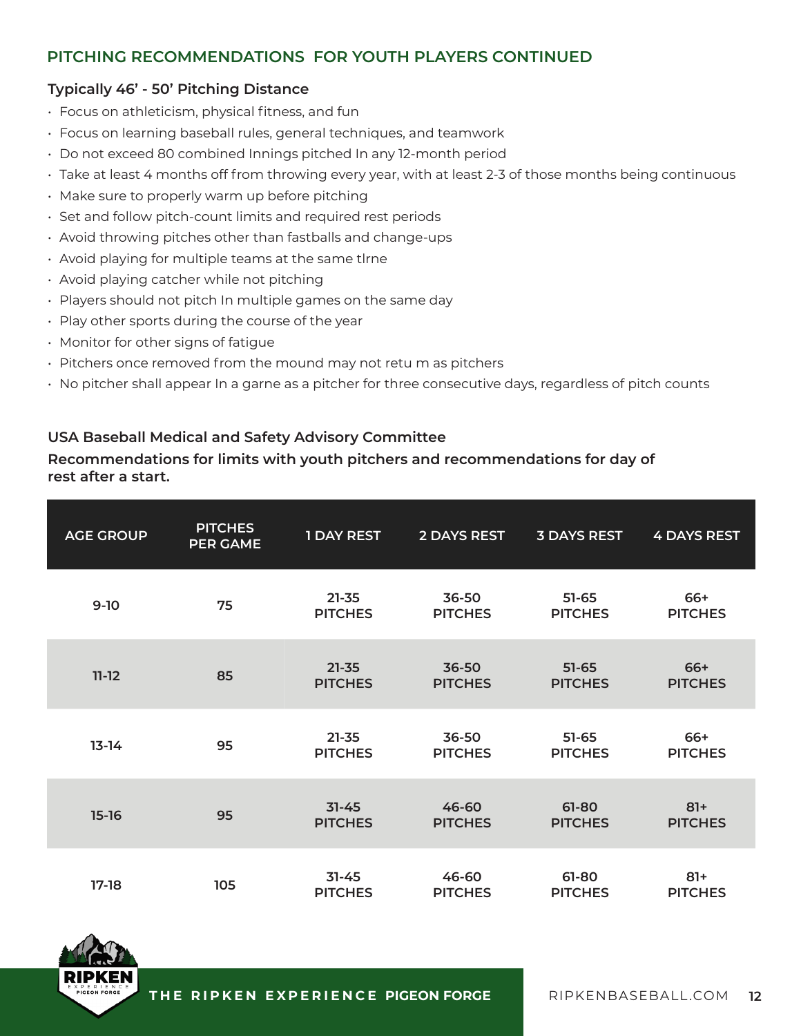## PITCHING RECOMMENDATIONS FOR YOUTH PLAYERS CONTINUED

### Typically 46' - 50' Pitching Distance

- Focus on athleticism, physical fitness, and fun
- Focus on learning baseball rules, general techniques, and teamwork
- Do not exceed 80 combined Innings pitched In any 12-month period
- Take at least 4 months off from throwing every year, with at least 2-3 of those months being continuous
- Make sure to properly warm up before pitching
- Set and follow pitch-count limits and required rest periods
- Avoid throwing pitches other than fastballs and change-ups
- Avoid playing for multiple teams at the same tlrne
- Avoid playing catcher while not pitching
- Players should not pitch In multiple games on the same day
- Play other sports during the course of the year
- Monitor for other signs of fatigue
- Pitchers once removed from the mound may not retu m as pitchers
- No pitcher shall appear In a garne as a pitcher for three consecutive days, regardless of pitch counts

### USA Baseball Medical and Safety Advisory Committee

**Recommendations for limits with youth pitchers and recommendations for day of rest after a start.**

| AGE GROUP | PITCHES PER GAME | 1 DAY REST | 2 DAYS REST | 3 DAYS REST | 4 DAYS REST |
|---|---|---|---|---|---|
| 9-10 | 75 | 21-35 PITCHES | 36-50 PITCHES | 51-65 PITCHES | 66+ PITCHES |
| 11-12 | 85 | 21-35 PITCHES | 36-50 PITCHES | 51-65 PITCHES | 66+ PITCHES |
| 13-14 | 95 | 21-35 PITCHES | 36-50 PITCHES | 51-65 PITCHES | 66+ PITCHES |
| 15-16 | 95 | 31-45 PITCHES | 46-60 PITCHES | 61-80 PITCHES | 81+ PITCHES |
| 17-18 | 105 | 31-45 PITCHES | 46-60 PITCHES | 61-80 PITCHES | 81+ PITCHES |